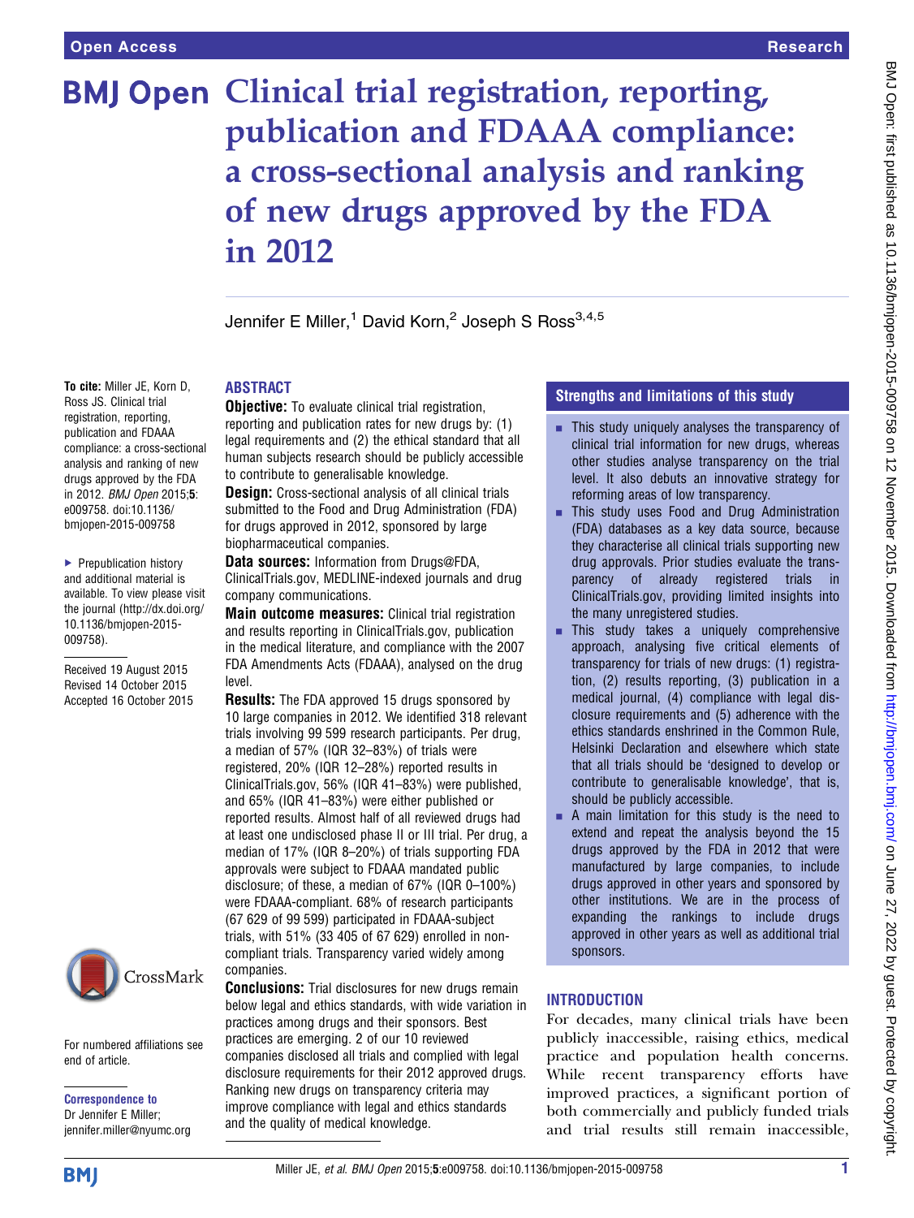# Clinical trial registration, reporting, publication and FDAAA compliance: a cross-sectional analysis and ranking of new drugs approved by the FDA in 2012

Jennifer E Miller,[1] David Korn,[2] Joseph S Ross[3,4,5]

**To cite:** Miller JE, Korn D, Ross JS. Clinical trial registration, reporting, publication and FDAAA compliance: a cross-sectional analysis and ranking of new drugs approved by the FDA in 2012. *BMJ Open* 2015;**5**: e009758. doi:10.1136/bmjopen-2015-009758

▸ Prepublication history and additional material is available. To view please visit the journal (http://dx.doi.org/10.1136/bmjopen-2015-009758).

Received 19 August 2015
Revised 14 October 2015
Accepted 16 October 2015

For numbered affiliations see end of article.

**Correspondence to**
Dr Jennifer E Miller; jennifer.miller@nyumc.org

## ABSTRACT

**Objective:** To evaluate clinical trial registration, reporting and publication rates for new drugs by: (1) legal requirements and (2) the ethical standard that all human subjects research should be publicly accessible to contribute to generalisable knowledge.

**Design:** Cross-sectional analysis of all clinical trials submitted to the Food and Drug Administration (FDA) for drugs approved in 2012, sponsored by large biopharmaceutical companies.

**Data sources:** Information from Drugs@FDA, ClinicalTrials.gov, MEDLINE-indexed journals and drug company communications.

**Main outcome measures:** Clinical trial registration and results reporting in ClinicalTrials.gov, publication in the medical literature, and compliance with the 2007 FDA Amendments Acts (FDAAA), analysed on the drug level.

**Results:** The FDA approved 15 drugs sponsored by 10 large companies in 2012. We identified 318 relevant trials involving 99 599 research participants. Per drug, a median of 57% (IQR 32–83%) of trials were registered, 20% (IQR 12–28%) reported results in ClinicalTrials.gov, 56% (IQR 41–83%) were published, and 65% (IQR 41–83%) were either published or reported results. Almost half of all reviewed drugs had at least one undisclosed phase II or III trial. Per drug, a median of 17% (IQR 8–20%) of trials supporting FDA approvals were subject to FDAAA mandated public disclosure; of these, a median of 67% (IQR 0–100%) were FDAAA-compliant. 68% of research participants (67 629 of 99 599) participated in FDAAA-subject trials, with 51% (33 405 of 67 629) enrolled in non-compliant trials. Transparency varied widely among companies.

**Conclusions:** Trial disclosures for new drugs remain below legal and ethics standards, with wide variation in practices among drugs and their sponsors. Best practices are emerging. 2 of our 10 reviewed companies disclosed all trials and complied with legal disclosure requirements for their 2012 approved drugs. Ranking new drugs on transparency criteria may improve compliance with legal and ethics standards and the quality of medical knowledge.

## Strengths and limitations of this study

- This study uniquely analyses the transparency of clinical trial information for new drugs, whereas other studies analyse transparency on the trial level. It also debuts an innovative strategy for reforming areas of low transparency.
- This study uses Food and Drug Administration (FDA) databases as a key data source, because they characterise all clinical trials supporting new drug approvals. Prior studies evaluate the transparency of already registered trials in ClinicalTrials.gov, providing limited insights into the many unregistered studies.
- This study takes a uniquely comprehensive approach, analysing five critical elements of transparency for trials of new drugs: (1) registration, (2) results reporting, (3) publication in a medical journal, (4) compliance with legal disclosure requirements and (5) adherence with the ethics standards enshrined in the Common Rule, Helsinki Declaration and elsewhere which state that all trials should be 'designed to develop or contribute to generalisable knowledge', that is, should be publicly accessible.
- A main limitation for this study is the need to extend and repeat the analysis beyond the 15 drugs approved by the FDA in 2012 that were manufactured by large companies, to include drugs approved in other years and sponsored by other institutions. We are in the process of expanding the rankings to include drugs approved in other years as well as additional trial sponsors.

## INTRODUCTION

For decades, many clinical trials have been publicly inaccessible, raising ethics, medical practice and population health concerns. While recent transparency efforts have improved practices, a significant portion of both commercially and publicly funded trials and trial results still remain inaccessible,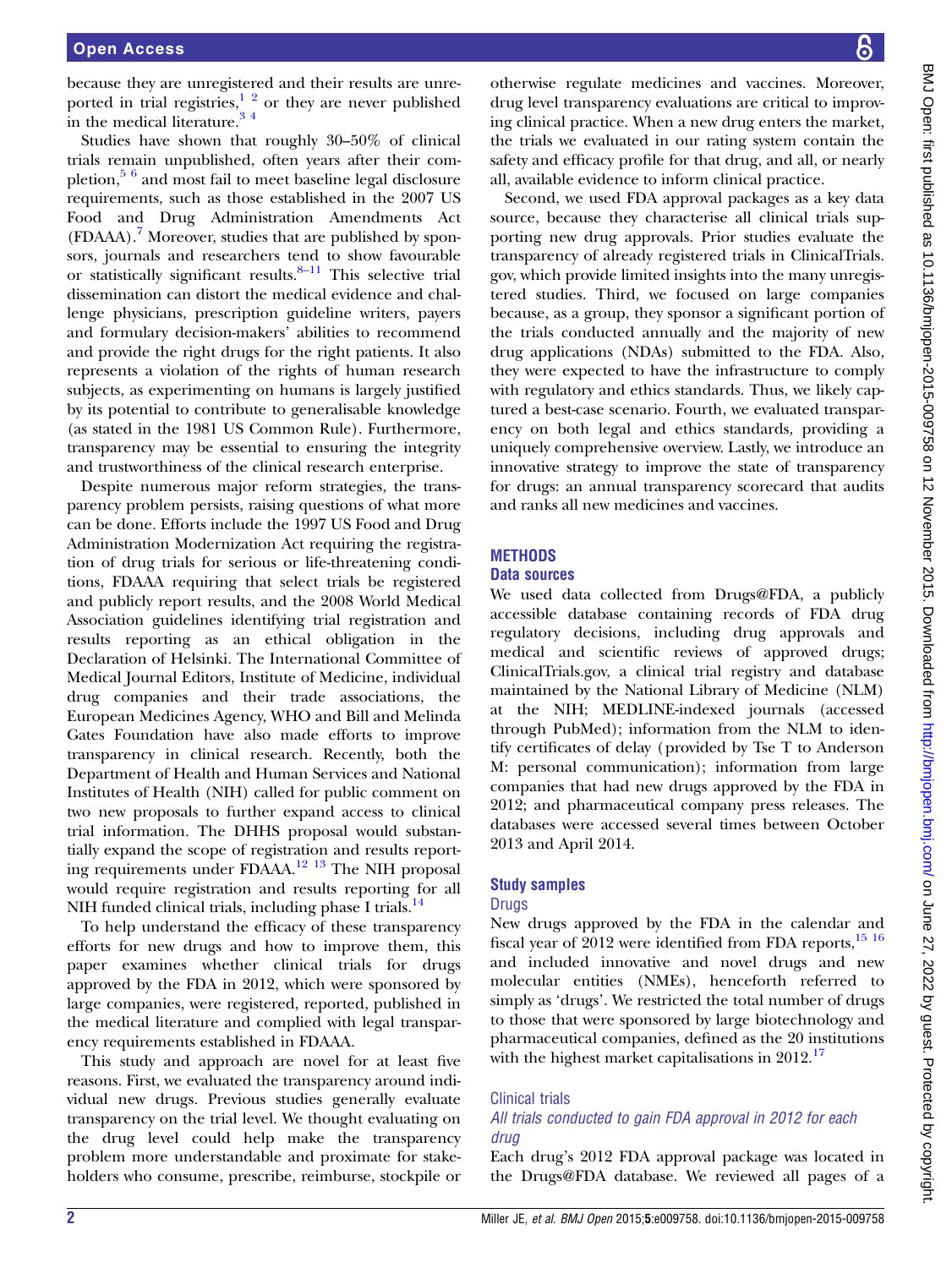because they are unregistered and their results are unreported in trial registries,[1,2] or they are never published in the medical literature.[3,4]

Studies have shown that roughly 30–50% of clinical trials remain unpublished, often years after their completion,[5,6] and most fail to meet baseline legal disclosure requirements, such as those established in the 2007 US Food and Drug Administration Amendments Act (FDAAA).[7] Moreover, studies that are published by sponsors, journals and researchers tend to show favourable or statistically significant results.[8–11] This selective trial dissemination can distort the medical evidence and challenge physicians, prescription guideline writers, payers and formulary decision-makers' abilities to recommend and provide the right drugs for the right patients. It also represents a violation of the rights of human research subjects, as experimenting on humans is largely justified by its potential to contribute to generalisable knowledge (as stated in the 1981 US Common Rule). Furthermore, transparency may be essential to ensuring the integrity and trustworthiness of the clinical research enterprise.

Despite numerous major reform strategies, the transparency problem persists, raising questions of what more can be done. Efforts include the 1997 US Food and Drug Administration Modernization Act requiring the registration of drug trials for serious or life-threatening conditions, FDAAA requiring that select trials be registered and publicly report results, and the 2008 World Medical Association guidelines identifying trial registration and results reporting as an ethical obligation in the Declaration of Helsinki. The International Committee of Medical Journal Editors, Institute of Medicine, individual drug companies and their trade associations, the European Medicines Agency, WHO and Bill and Melinda Gates Foundation have also made efforts to improve transparency in clinical research. Recently, both the Department of Health and Human Services and National Institutes of Health (NIH) called for public comment on two new proposals to further expand access to clinical trial information. The DHHS proposal would substantially expand the scope of registration and results reporting requirements under FDAAA.[12,13] The NIH proposal would require registration and results reporting for all NIH funded clinical trials, including phase I trials.[14]

To help understand the efficacy of these transparency efforts for new drugs and how to improve them, this paper examines whether clinical trials for drugs approved by the FDA in 2012, which were sponsored by large companies, were registered, reported, published in the medical literature and complied with legal transparency requirements established in FDAAA.

This study and approach are novel for at least five reasons. First, we evaluated the transparency around individual new drugs. Previous studies generally evaluate transparency on the trial level. We thought evaluating on the drug level could help make the transparency problem more understandable and proximate for stakeholders who consume, prescribe, reimburse, stockpile or otherwise regulate medicines and vaccines. Moreover, drug level transparency evaluations are critical to improving clinical practice. When a new drug enters the market, the trials we evaluated in our rating system contain the safety and efficacy profile for that drug, and all, or nearly all, available evidence to inform clinical practice.

Second, we used FDA approval packages as a key data source, because they characterise all clinical trials supporting new drug approvals. Prior studies evaluate the transparency of already registered trials in ClinicalTrials.gov, which provide limited insights into the many unregistered studies. Third, we focused on large companies because, as a group, they sponsor a significant portion of the trials conducted annually and the majority of new drug applications (NDAs) submitted to the FDA. Also, they were expected to have the infrastructure to comply with regulatory and ethics standards. Thus, we likely captured a best-case scenario. Fourth, we evaluated transparency on both legal and ethics standards, providing a uniquely comprehensive overview. Lastly, we introduce an innovative strategy to improve the state of transparency for drugs: an annual transparency scorecard that audits and ranks all new medicines and vaccines.

## METHODS

### Data sources

We used data collected from Drugs@FDA, a publicly accessible database containing records of FDA drug regulatory decisions, including drug approvals and medical and scientific reviews of approved drugs; ClinicalTrials.gov, a clinical trial registry and database maintained by the National Library of Medicine (NLM) at the NIH; MEDLINE-indexed journals (accessed through PubMed); information from the NLM to identify certificates of delay (provided by Tse T to Anderson M: personal communication); information from large companies that had new drugs approved by the FDA in 2012; and pharmaceutical company press releases. The databases were accessed several times between October 2013 and April 2014.

### Study samples

#### Drugs

New drugs approved by the FDA in the calendar and fiscal year of 2012 were identified from FDA reports,[15,16] and included innovative and novel drugs and new molecular entities (NMEs), henceforth referred to simply as 'drugs'. We restricted the total number of drugs to those that were sponsored by large biotechnology and pharmaceutical companies, defined as the 20 institutions with the highest market capitalisations in 2012.[17]

#### Clinical trials

##### *All trials conducted to gain FDA approval in 2012 for each drug*

Each drug's 2012 FDA approval package was located in the Drugs@FDA database. We reviewed all pages of a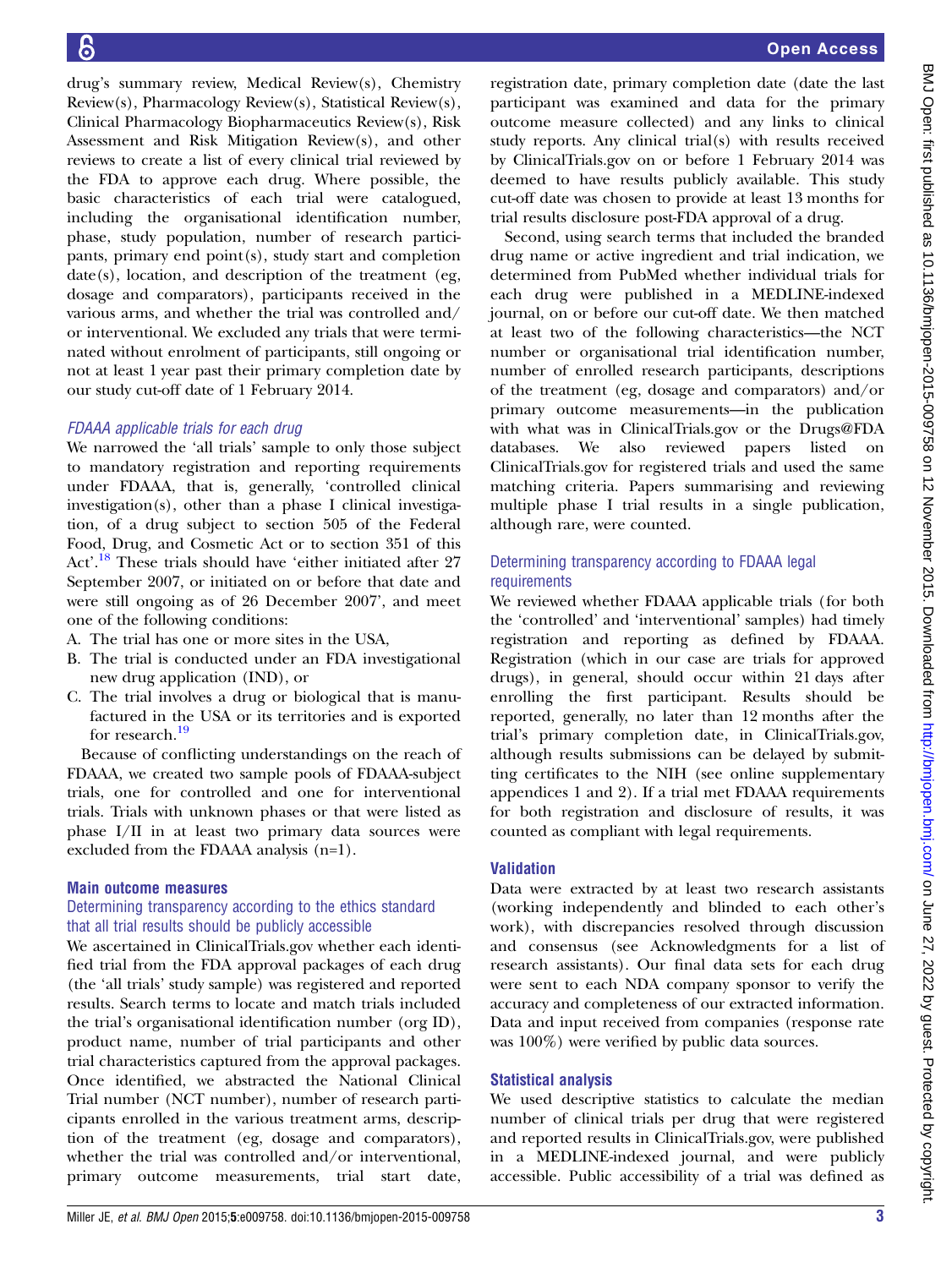drug's summary review, Medical Review(s), Chemistry Review(s), Pharmacology Review(s), Statistical Review(s), Clinical Pharmacology Biopharmaceutics Review(s), Risk Assessment and Risk Mitigation Review(s), and other reviews to create a list of every clinical trial reviewed by the FDA to approve each drug. Where possible, the basic characteristics of each trial were catalogued, including the organisational identification number, phase, study population, number of research participants, primary end point(s), study start and completion date(s), location, and description of the treatment (eg, dosage and comparators), participants received in the various arms, and whether the trial was controlled and/or interventional. We excluded any trials that were terminated without enrolment of participants, still ongoing or not at least 1 year past their primary completion date by our study cut-off date of 1 February 2014.

### *FDAAA applicable trials for each drug*

We narrowed the 'all trials' sample to only those subject to mandatory registration and reporting requirements under FDAAA, that is, generally, 'controlled clinical investigation(s), other than a phase I clinical investigation, of a drug subject to section 505 of the Federal Food, Drug, and Cosmetic Act or to section 351 of this Act'.[18] These trials should have 'either initiated after 27 September 2007, or initiated on or before that date and were still ongoing as of 26 December 2007', and meet one of the following conditions:

A. The trial has one or more sites in the USA,
B. The trial is conducted under an FDA investigational new drug application (IND), or
C. The trial involves a drug or biological that is manufactured in the USA or its territories and is exported for research.[19]

Because of conflicting understandings on the reach of FDAAA, we created two sample pools of FDAAA-subject trials, one for controlled and one for interventional trials. Trials with unknown phases or that were listed as phase I/II in at least two primary data sources were excluded from the FDAAA analysis (n=1).

## Main outcome measures

### Determining transparency according to the ethics standard that all trial results should be publicly accessible

We ascertained in ClinicalTrials.gov whether each identified trial from the FDA approval packages of each drug (the 'all trials' study sample) was registered and reported results. Search terms to locate and match trials included the trial's organisational identification number (org ID), product name, number of trial participants and other trial characteristics captured from the approval packages. Once identified, we abstracted the National Clinical Trial number (NCT number), number of research participants enrolled in the various treatment arms, description of the treatment (eg, dosage and comparators), whether the trial was controlled and/or interventional, primary outcome measurements, trial start date, registration date, primary completion date (date the last participant was examined and data for the primary outcome measure collected) and any links to clinical study reports. Any clinical trial(s) with results received by ClinicalTrials.gov on or before 1 February 2014 was deemed to have results publicly available. This study cut-off date was chosen to provide at least 13 months for trial results disclosure post-FDA approval of a drug.

Second, using search terms that included the branded drug name or active ingredient and trial indication, we determined from PubMed whether individual trials for each drug were published in a MEDLINE-indexed journal, on or before our cut-off date. We then matched at least two of the following characteristics—the NCT number or organisational trial identification number, number of enrolled research participants, descriptions of the treatment (eg, dosage and comparators) and/or primary outcome measurements—in the publication with what was in ClinicalTrials.gov or the Drugs@FDA databases. We also reviewed papers listed on ClinicalTrials.gov for registered trials and used the same matching criteria. Papers summarising and reviewing multiple phase I trial results in a single publication, although rare, were counted.

### Determining transparency according to FDAAA legal requirements

We reviewed whether FDAAA applicable trials (for both the 'controlled' and 'interventional' samples) had timely registration and reporting as defined by FDAAA. Registration (which in our case are trials for approved drugs), in general, should occur within 21 days after enrolling the first participant. Results should be reported, generally, no later than 12 months after the trial's primary completion date, in ClinicalTrials.gov, although results submissions can be delayed by submitting certificates to the NIH (see online supplementary appendices 1 and 2). If a trial met FDAAA requirements for both registration and disclosure of results, it was counted as compliant with legal requirements.

## Validation

Data were extracted by at least two research assistants (working independently and blinded to each other's work), with discrepancies resolved through discussion and consensus (see Acknowledgments for a list of research assistants). Our final data sets for each drug were sent to each NDA company sponsor to verify the accuracy and completeness of our extracted information. Data and input received from companies (response rate was 100%) were verified by public data sources.

## Statistical analysis

We used descriptive statistics to calculate the median number of clinical trials per drug that were registered and reported results in ClinicalTrials.gov, were published in a MEDLINE-indexed journal, and were publicly accessible. Public accessibility of a trial was defined as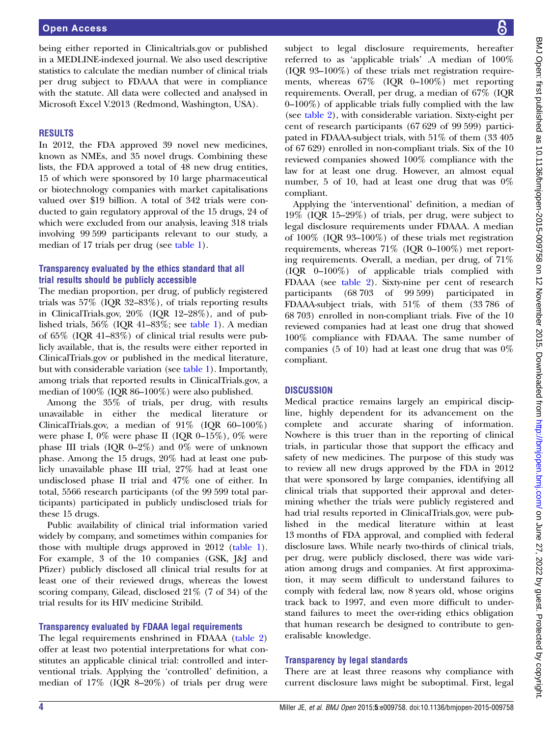being either reported in Clinicaltrials.gov or published in a MEDLINE-indexed journal. We also used descriptive statistics to calculate the median number of clinical trials per drug subject to FDAAA that were in compliance with the statute. All data were collected and analysed in Microsoft Excel V.2013 (Redmond, Washington, USA).

## RESULTS

In 2012, the FDA approved 39 novel new medicines, known as NMEs, and 35 novel drugs. Combining these lists, the FDA approved a total of 48 new drug entities, 15 of which were sponsored by 10 large pharmaceutical or biotechnology companies with market capitalisations valued over $19 billion. A total of 342 trials were conducted to gain regulatory approval of the 15 drugs, 24 of which were excluded from our analysis, leaving 318 trials involving 99 599 participants relevant to our study, a median of 17 trials per drug (see table 1).

### Transparency evaluated by the ethics standard that all trial results should be publicly accessible

The median proportion, per drug, of publicly registered trials was 57% (IQR 32–83%), of trials reporting results in ClinicalTrials.gov, 20% (IQR 12–28%), and of published trials, 56% (IQR 41–83%; see table 1). A median of 65% (IQR 41–83%) of clinical trial results were publicly available, that is, the results were either reported in ClinicalTrials.gov or published in the medical literature, but with considerable variation (see table 1). Importantly, among trials that reported results in ClinicalTrials.gov, a median of 100% (IQR 86–100%) were also published.

Among the 35% of trials, per drug, with results unavailable in either the medical literature or ClinicalTrials.gov, a median of 91% (IQR 60–100%) were phase I, 0% were phase II (IQR 0–15%), 0% were phase III trials (IQR 0–2%) and 0% were of unknown phase. Among the 15 drugs, 20% had at least one publicly unavailable phase III trial, 27% had at least one undisclosed phase II trial and 47% one of either. In total, 5566 research participants (of the 99 599 total participants) participated in publicly undisclosed trials for these 15 drugs.

Public availability of clinical trial information varied widely by company, and sometimes within companies for those with multiple drugs approved in 2012 (table 1). For example, 3 of the 10 companies (GSK, J&J and Pfizer) publicly disclosed all clinical trial results for at least one of their reviewed drugs, whereas the lowest scoring company, Gilead, disclosed 21% (7 of 34) of the trial results for its HIV medicine Stribild.

### Transparency evaluated by FDAAA legal requirements

The legal requirements enshrined in FDAAA (table 2) offer at least two potential interpretations for what constitutes an applicable clinical trial: controlled and interventional trials. Applying the 'controlled' definition, a median of 17% (IQR 8–20%) of trials per drug were subject to legal disclosure requirements, hereafter referred to as 'applicable trials' .A median of 100% (IQR 93–100%) of these trials met registration requirements, whereas 67% (IQR 0–100%) met reporting requirements. Overall, per drug, a median of 67% (IQR 0–100%) of applicable trials fully complied with the law (see table 2), with considerable variation. Sixty-eight per cent of research participants (67 629 of 99 599) participated in FDAAA-subject trials, with 51% of them (33 405 of 67 629) enrolled in non-compliant trials. Six of the 10 reviewed companies showed 100% compliance with the law for at least one drug. However, an almost equal number, 5 of 10, had at least one drug that was 0% compliant.

Applying the 'interventional' definition, a median of 19% (IQR 15–29%) of trials, per drug, were subject to legal disclosure requirements under FDAAA. A median of 100% (IQR 93–100%) of these trials met registration requirements, whereas 71% (IQR 0–100%) met reporting requirements. Overall, a median, per drug, of 71% (IQR 0–100%) of applicable trials complied with FDAAA (see table 2). Sixty-nine per cent of research participants (68 703 of 99 599) participated in FDAAA-subject trials, with 51% of them (33 786 of 68 703) enrolled in non-compliant trials. Five of the 10 reviewed companies had at least one drug that showed 100% compliance with FDAAA. The same number of companies (5 of 10) had at least one drug that was 0% compliant.

## DISCUSSION

Medical practice remains largely an empirical discipline, highly dependent for its advancement on the complete and accurate sharing of information. Nowhere is this truer than in the reporting of clinical trials, in particular those that support the efficacy and safety of new medicines. The purpose of this study was to review all new drugs approved by the FDA in 2012 that were sponsored by large companies, identifying all clinical trials that supported their approval and determining whether the trials were publicly registered and had trial results reported in ClinicalTrials.gov, were published in the medical literature within at least 13 months of FDA approval, and complied with federal disclosure laws. While nearly two-thirds of clinical trials, per drug, were publicly disclosed, there was wide variation among drugs and companies. At first approximation, it may seem difficult to understand failures to comply with federal law, now 8 years old, whose origins track back to 1997, and even more difficult to understand failures to meet the over-riding ethics obligation that human research be designed to contribute to generalisable knowledge.

### Transparency by legal standards

There are at least three reasons why compliance with current disclosure laws might be suboptimal. First, legal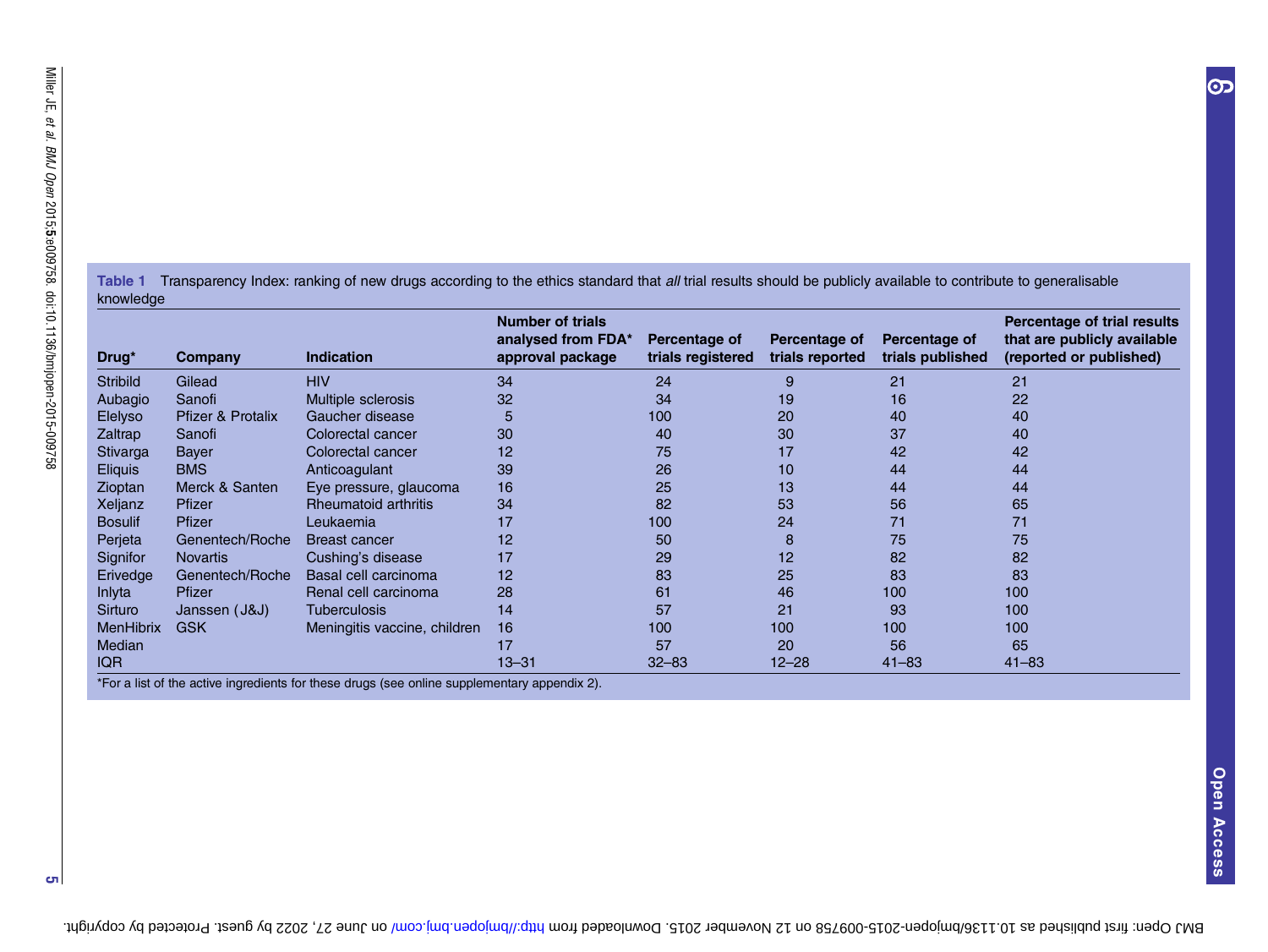**Table 1** Transparency Index: ranking of new drugs according to the ethics standard that *all* trial results should be publicly available to contribute to generalisable knowledge

| Drug* | Company | Indication | Number of trials analysed from FDA* approval package | Percentage of trials registered | Percentage of trials reported | Percentage of trials published | Percentage of trial results that are publicly available (reported or published) |
|---|---|---|---|---|---|---|---|
| Stribild | Gilead | HIV | 34 | 24 | 9 | 21 | 21 |
| Aubagio | Sanofi | Multiple sclerosis | 32 | 34 | 19 | 16 | 22 |
| Elelyso | Pfizer & Protalix | Gaucher disease | 5 | 100 | 20 | 40 | 40 |
| Zaltrap | Sanofi | Colorectal cancer | 30 | 40 | 30 | 37 | 40 |
| Stivarga | Bayer | Colorectal cancer | 12 | 75 | 17 | 42 | 42 |
| Eliquis | BMS | Anticoagulant | 39 | 26 | 10 | 44 | 44 |
| Zioptan | Merck & Santen | Eye pressure, glaucoma | 16 | 25 | 13 | 44 | 44 |
| Xeljanz | Pfizer | Rheumatoid arthritis | 34 | 82 | 53 | 56 | 65 |
| Bosulif | Pfizer | Leukaemia | 17 | 100 | 24 | 71 | 71 |
| Perjeta | Genentech/Roche | Breast cancer | 12 | 50 | 8 | 75 | 75 |
| Signifor | Novartis | Cushing's disease | 17 | 29 | 12 | 82 | 82 |
| Erivedge | Genentech/Roche | Basal cell carcinoma | 12 | 83 | 25 | 83 | 83 |
| Inlyta | Pfizer | Renal cell carcinoma | 28 | 61 | 46 | 100 | 100 |
| Sirturo | Janssen (J&J) | Tuberculosis | 14 | 57 | 21 | 93 | 100 |
| MenHibrix | GSK | Meningitis vaccine, children | 16 | 100 | 100 | 100 | 100 |
| Median | | | 17 | 57 | 20 | 56 | 65 |
| IQR | | | 13–31 | 32–83 | 12–28 | 41–83 | 41–83 |

*For a list of the active ingredients for these drugs (see online supplementary appendix 2).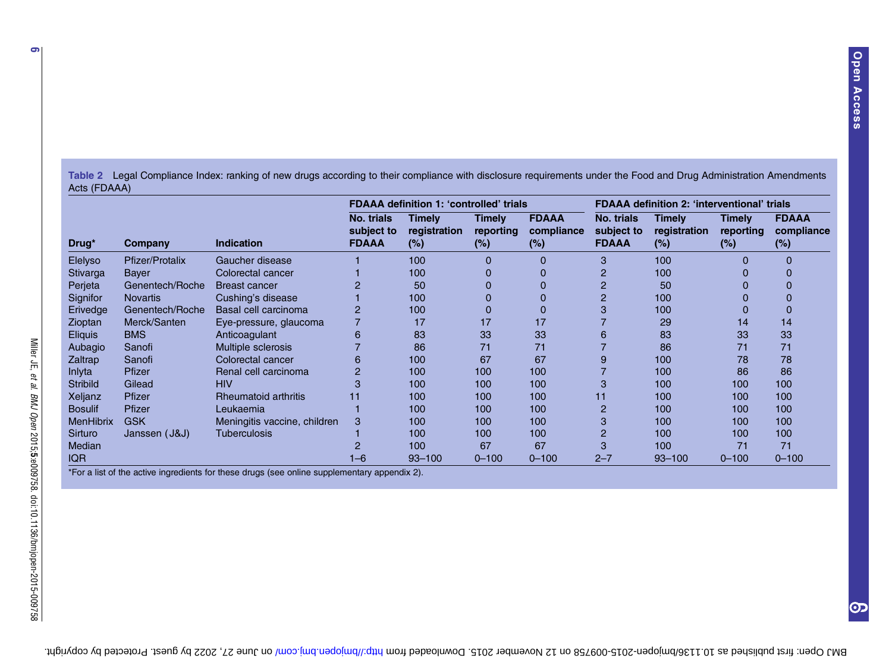**Table 2** Legal Compliance Index: ranking of new drugs according to their compliance with disclosure requirements under the Food and Drug Administration Amendments Acts (FDAAA)

| | | | FDAAA definition 1: 'controlled' trials | | | | FDAAA definition 2: 'interventional' trials | | | |
|---|---|---|---|---|---|---|---|---|---|---|
| Drug* | Company | Indication | No. trials subject to FDAAA | Timely registration (%) | Timely reporting (%) | FDAAA compliance (%) | No. trials subject to FDAAA | Timely registration (%) | Timely reporting (%) | FDAAA compliance (%) |
| Elelyso | Pfizer/Protalix | Gaucher disease | 1 | 100 | 0 | 0 | 3 | 100 | 0 | 0 |
| Stivarga | Bayer | Colorectal cancer | 1 | 100 | 0 | 0 | 2 | 100 | 0 | 0 |
| Perjeta | Genentech/Roche | Breast cancer | 2 | 50 | 0 | 0 | 2 | 50 | 0 | 0 |
| Signifor | Novartis | Cushing's disease | 1 | 100 | 0 | 0 | 2 | 100 | 0 | 0 |
| Erivedge | Genentech/Roche | Basal cell carcinoma | 2 | 100 | 0 | 0 | 3 | 100 | 0 | 0 |
| Zioptan | Merck/Santen | Eye-pressure, glaucoma | 7 | 17 | 17 | 17 | 7 | 29 | 14 | 14 |
| Eliquis | BMS | Anticoagulant | 6 | 83 | 33 | 33 | 6 | 83 | 33 | 33 |
| Aubagio | Sanofi | Multiple sclerosis | 7 | 86 | 71 | 71 | 7 | 86 | 71 | 71 |
| Zaltrap | Sanofi | Colorectal cancer | 6 | 100 | 67 | 67 | 9 | 100 | 78 | 78 |
| Inlyta | Pfizer | Renal cell carcinoma | 2 | 100 | 100 | 100 | 7 | 100 | 86 | 86 |
| Stribild | Gilead | HIV | 3 | 100 | 100 | 100 | 3 | 100 | 100 | 100 |
| Xeljanz | Pfizer | Rheumatoid arthritis | 11 | 100 | 100 | 100 | 11 | 100 | 100 | 100 |
| Bosulif | Pfizer | Leukaemia | 1 | 100 | 100 | 100 | 2 | 100 | 100 | 100 |
| MenHibrix | GSK | Meningitis vaccine, children | 3 | 100 | 100 | 100 | 3 | 100 | 100 | 100 |
| Sirturo | Janssen (J&J) | Tuberculosis | 1 | 100 | 100 | 100 | 2 | 100 | 100 | 100 |
| Median | | | 2 | 100 | 67 | 67 | 3 | 100 | 71 | 71 |
| IQR | | | 1–6 | 93–100 | 0–100 | 0–100 | 2–7 | 93–100 | 0–100 | 0–100 |

*For a list of the active ingredients for these drugs (see online supplementary appendix 2).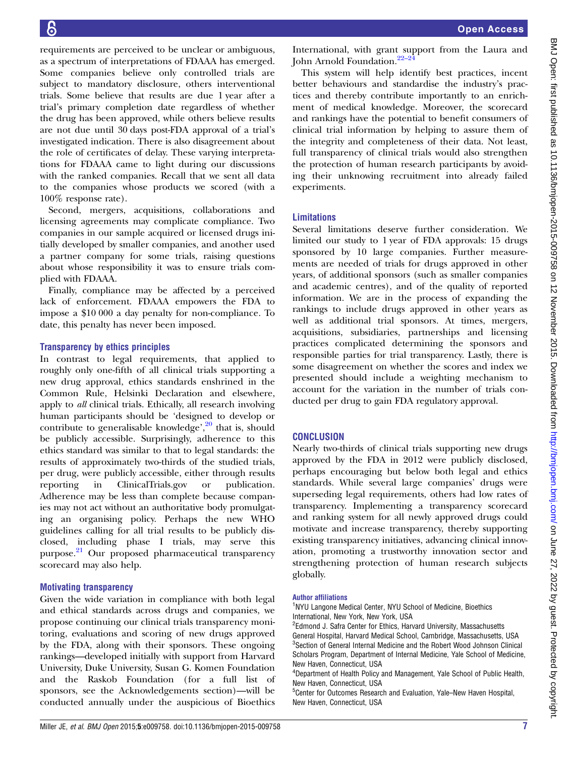requirements are perceived to be unclear or ambiguous, as a spectrum of interpretations of FDAAA has emerged. Some companies believe only controlled trials are subject to mandatory disclosure, others interventional trials. Some believe that results are due 1 year after a trial's primary completion date regardless of whether the drug has been approved, while others believe results are not due until 30 days post-FDA approval of a trial's investigated indication. There is also disagreement about the role of certificates of delay. These varying interpretations for FDAAA came to light during our discussions with the ranked companies. Recall that we sent all data to the companies whose products we scored (with a 100% response rate).

Second, mergers, acquisitions, collaborations and licensing agreements may complicate compliance. Two companies in our sample acquired or licensed drugs initially developed by smaller companies, and another used a partner company for some trials, raising questions about whose responsibility it was to ensure trials complied with FDAAA.

Finally, compliance may be affected by a perceived lack of enforcement. FDAAA empowers the FDA to impose a $10 000 a day penalty for non-compliance. To date, this penalty has never been imposed.

### Transparency by ethics principles

In contrast to legal requirements, that applied to roughly only one-fifth of all clinical trials supporting a new drug approval, ethics standards enshrined in the Common Rule, Helsinki Declaration and elsewhere, apply to *all* clinical trials. Ethically, all research involving human participants should be 'designed to develop or contribute to generalisable knowledge',[20] that is, should be publicly accessible. Surprisingly, adherence to this ethics standard was similar to that to legal standards: the results of approximately two-thirds of the studied trials, per drug, were publicly accessible, either through results reporting in ClinicalTrials.gov or publication. Adherence may be less than complete because companies may not act without an authoritative body promulgating an organising policy. Perhaps the new WHO guidelines calling for all trial results to be publicly disclosed, including phase I trials, may serve this purpose.[21] Our proposed pharmaceutical transparency scorecard may also help.

### Motivating transparency

Given the wide variation in compliance with both legal and ethical standards across drugs and companies, we propose continuing our clinical trials transparency monitoring, evaluations and scoring of new drugs approved by the FDA, along with their sponsors. These ongoing rankings—developed initially with support from Harvard University, Duke University, Susan G. Komen Foundation and the Raskob Foundation (for a full list of sponsors, see the Acknowledgements section)—will be conducted annually under the auspicious of Bioethics International, with grant support from the Laura and John Arnold Foundation.[22–24]

This system will help identify best practices, incent better behaviours and standardise the industry's practices and thereby contribute importantly to an enrichment of medical knowledge. Moreover, the scorecard and rankings have the potential to benefit consumers of clinical trial information by helping to assure them of the integrity and completeness of their data. Not least, full transparency of clinical trials would also strengthen the protection of human research participants by avoiding their unknowing recruitment into already failed experiments.

### Limitations

Several limitations deserve further consideration. We limited our study to 1 year of FDA approvals: 15 drugs sponsored by 10 large companies. Further measurements are needed of trials for drugs approved in other years, of additional sponsors (such as smaller companies and academic centres), and of the quality of reported information. We are in the process of expanding the rankings to include drugs approved in other years as well as additional trial sponsors. At times, mergers, acquisitions, subsidiaries, partnerships and licensing practices complicated determining the sponsors and responsible parties for trial transparency. Lastly, there is some disagreement on whether the scores and index we presented should include a weighting mechanism to account for the variation in the number of trials conducted per drug to gain FDA regulatory approval.

## CONCLUSION

Nearly two-thirds of clinical trials supporting new drugs approved by the FDA in 2012 were publicly disclosed, perhaps encouraging but below both legal and ethics standards. While several large companies' drugs were superseding legal requirements, others had low rates of transparency. Implementing a transparency scorecard and ranking system for all newly approved drugs could motivate and increase transparency, thereby supporting existing transparency initiatives, advancing clinical innovation, promoting a trustworthy innovation sector and strengthening protection of human research subjects globally.

#### Author affiliations

[1]NYU Langone Medical Center, NYU School of Medicine, Bioethics International, New York, New York, USA
[2]Edmond J. Safra Center for Ethics, Harvard University, Massachusetts General Hospital, Harvard Medical School, Cambridge, Massachusetts, USA
[3]Section of General Internal Medicine and the Robert Wood Johnson Clinical Scholars Program, Department of Internal Medicine, Yale School of Medicine, New Haven, Connecticut, USA
[4]Department of Health Policy and Management, Yale School of Public Health, New Haven, Connecticut, USA
[5]Center for Outcomes Research and Evaluation, Yale–New Haven Hospital, New Haven, Connecticut, USA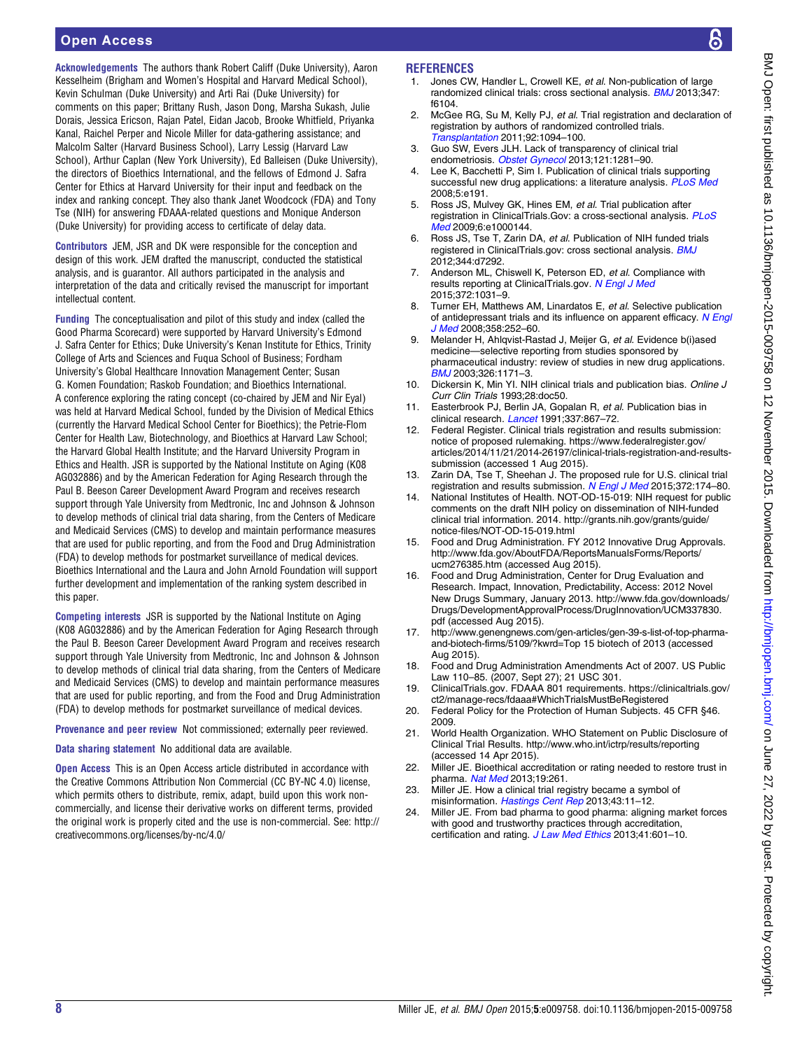**Acknowledgements** The authors thank Robert Califf (Duke University), Aaron Kesselheim (Brigham and Women's Hospital and Harvard Medical School), Kevin Schulman (Duke University) and Arti Rai (Duke University) for comments on this paper; Brittany Rush, Jason Dong, Marsha Sukash, Julie Dorais, Jessica Ericson, Rajan Patel, Eidan Jacob, Brooke Whitfield, Priyanka Kanal, Raichel Perper and Nicole Miller for data-gathering assistance; and Malcolm Salter (Harvard Business School), Larry Lessig (Harvard Law School), Arthur Caplan (New York University), Ed Balleisen (Duke University), the directors of Bioethics International, and the fellows of Edmond J. Safra Center for Ethics at Harvard University for their input and feedback on the index and ranking concept. They also thank Janet Woodcock (FDA) and Tony Tse (NIH) for answering FDAAA-related questions and Monique Anderson (Duke University) for providing access to certificate of delay data.

**Contributors** JEM, JSR and DK were responsible for the conception and design of this work. JEM drafted the manuscript, conducted the statistical analysis, and is guarantor. All authors participated in the analysis and interpretation of the data and critically revised the manuscript for important intellectual content.

**Funding** The conceptualisation and pilot of this study and index (called the Good Pharma Scorecard) were supported by Harvard University's Edmond J. Safra Center for Ethics; Duke University's Kenan Institute for Ethics, Trinity College of Arts and Sciences and Fuqua School of Business; Fordham University's Global Healthcare Innovation Management Center; Susan G. Komen Foundation; Raskob Foundation; and Bioethics International. A conference exploring the rating concept (co-chaired by JEM and Nir Eyal) was held at Harvard Medical School, funded by the Division of Medical Ethics (currently the Harvard Medical School Center for Bioethics); the Petrie-Flom Center for Health Law, Biotechnology, and Bioethics at Harvard Law School; the Harvard Global Health Institute; and the Harvard University Program in Ethics and Health. JSR is supported by the National Institute on Aging (K08 AG032886) and by the American Federation for Aging Research through the Paul B. Beeson Career Development Award Program and receives research support through Yale University from Medtronic, Inc and Johnson & Johnson to develop methods of clinical trial data sharing, from the Centers of Medicare and Medicaid Services (CMS) to develop and maintain performance measures that are used for public reporting, and from the Food and Drug Administration (FDA) to develop methods for postmarket surveillance of medical devices. Bioethics International and the Laura and John Arnold Foundation will support further development and implementation of the ranking system described in this paper.

**Competing interests** JSR is supported by the National Institute on Aging (K08 AG032886) and by the American Federation for Aging Research through the Paul B. Beeson Career Development Award Program and receives research support through Yale University from Medtronic, Inc and Johnson & Johnson to develop methods of clinical trial data sharing, from the Centers of Medicare and Medicaid Services (CMS) to develop and maintain performance measures that are used for public reporting, and from the Food and Drug Administration (FDA) to develop methods for postmarket surveillance of medical devices.

**Provenance and peer review** Not commissioned; externally peer reviewed.

**Data sharing statement** No additional data are available.

**Open Access** This is an Open Access article distributed in accordance with the Creative Commons Attribution Non Commercial (CC BY-NC 4.0) license, which permits others to distribute, remix, adapt, build upon this work non-commercially, and license their derivative works on different terms, provided the original work is properly cited and the use is non-commercial. See: http://creativecommons.org/licenses/by-nc/4.0/

## REFERENCES

1. Jones CW, Handler L, Crowell KE, *et al*. Non-publication of large randomized clinical trials: cross sectional analysis. *BMJ* 2013;347:f6104.
2. McGee RG, Su M, Kelly PJ, *et al*. Trial registration and declaration of registration by authors of randomized controlled trials. *Transplantation* 2011;92:1094–100.
3. Guo SW, Evers JLH. Lack of transparency of clinical trial endometriosis. *Obstet Gynecol* 2013;121:1281–90.
4. Lee K, Bacchetti P, Sim I. Publication of clinical trials supporting successful new drug applications: a literature analysis. *PLoS Med* 2008;5:e191.
5. Ross JS, Mulvey GK, Hines EM, *et al*. Trial publication after registration in ClinicalTrials.Gov: a cross-sectional analysis. *PLoS Med* 2009;6:e1000144.
6. Ross JS, Tse T, Zarin DA, *et al*. Publication of NIH funded trials registered in ClinicalTrials.gov: cross sectional analysis. *BMJ* 2012;344:d7292.
7. Anderson ML, Chiswell K, Peterson ED, *et al*. Compliance with results reporting at ClinicalTrials.gov. *N Engl J Med* 2015;372:1031–9.
8. Turner EH, Matthews AM, Linardatos E, *et al*. Selective publication of antidepressant trials and its influence on apparent efficacy. *N Engl J Med* 2008;358:252–60.
9. Melander H, Ahlqvist-Rastad J, Meijer G, *et al*. Evidence b(i)ased medicine—selective reporting from studies sponsored by pharmaceutical industry: review of studies in new drug applications. *BMJ* 2003;326:1171–3.
10. Dickersin K, Min YI. NIH clinical trials and publication bias. *Online J Curr Clin Trials* 1993;28:doc50.
11. Easterbrook PJ, Berlin JA, Gopalan R, *et al*. Publication bias in clinical research. *Lancet* 1991;337:867–72.
12. Federal Register. Clinical trials registration and results submission: notice of proposed rulemaking. https://www.federalregister.gov/articles/2014/11/21/2014-26197/clinical-trials-registration-and-results-submission (accessed 1 Aug 2015).
13. Zarin DA, Tse T, Sheehan J. The proposed rule for U.S. clinical trial registration and results submission. *N Engl J Med* 2015;372:174–80.
14. National Institutes of Health. NOT-OD-15-019: NIH request for public comments on the draft NIH policy on dissemination of NIH-funded clinical trial information. 2014. http://grants.nih.gov/grants/guide/notice-files/NOT-OD-15-019.html
15. Food and Drug Administration. FY 2012 Innovative Drug Approvals. http://www.fda.gov/AboutFDA/ReportsManualsForms/Reports/ucm276385.htm (accessed Aug 2015).
16. Food and Drug Administration, Center for Drug Evaluation and Research. Impact, Innovation, Predictability, Access: 2012 Novel New Drugs Summary, January 2013. http://www.fda.gov/downloads/Drugs/DevelopmentApprovalProcess/DrugInnovation/UCM337830.pdf (accessed Aug 2015).
17. http://www.genengnews.com/gen-articles/gen-39-s-list-of-top-pharma-and-biotech-firms/5109/?kwrd=Top 15 biotech of 2013 (accessed Aug 2015).
18. Food and Drug Administration Amendments Act of 2007. US Public Law 110–85. (2007, Sept 27); 21 USC 301.
19. ClinicalTrials.gov. FDAAA 801 requirements. https://clinicaltrials.gov/ct2/manage-recs/fdaaa#WhichTrialsMustBeRegistered
20. Federal Policy for the Protection of Human Subjects. 45 CFR §46. 2009.
21. World Health Organization. WHO Statement on Public Disclosure of Clinical Trial Results. http://www.who.int/ictrp/results/reporting (accessed 14 Apr 2015).
22. Miller JE. Bioethical accreditation or rating needed to restore trust in pharma. *Nat Med* 2013;19:261.
23. Miller JE. How a clinical trial registry became a symbol of misinformation. *Hastings Cent Rep* 2013;43:11–12.
24. Miller JE. From bad pharma to good pharma: aligning market forces with good and trustworthy practices through accreditation, certification and rating. *J Law Med Ethics* 2013;41:601–10.